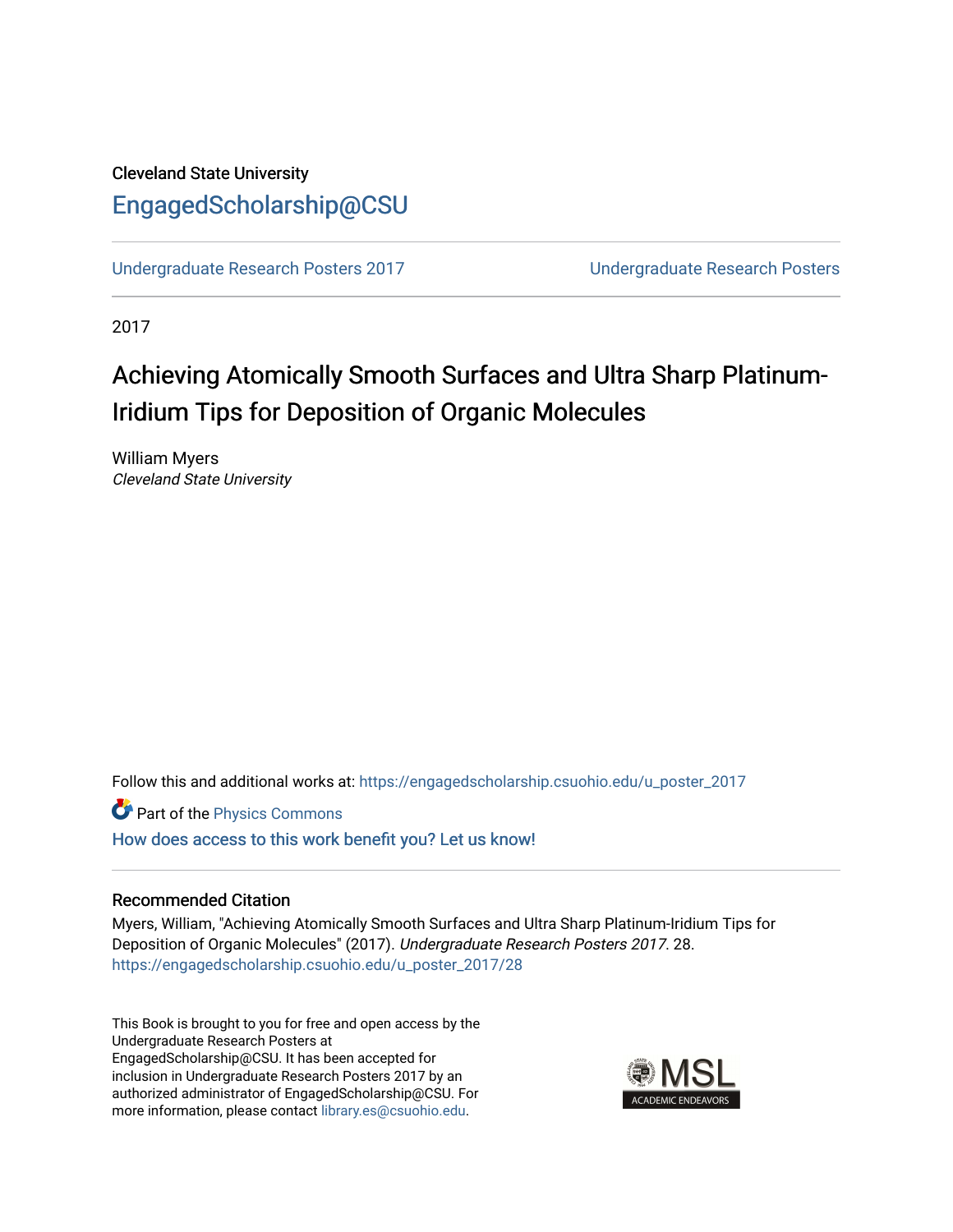Cleveland State University

# EngagedScholarship@CSU

Undergraduate Research Posters 2017 | Undergraduate Research Posters

2017

## Achieving Atomically Smooth Surfaces and Ultra Sharp Platinum-Iridium Tips for Deposition of Organic Molecules

William Myers
*Cleveland State University*

Follow this and additional works at: https://engagedscholarship.csuohio.edu/u_poster_2017

Part of the Physics Commons

How does access to this work benefit you? Let us know!

### Recommended Citation

Myers, William, "Achieving Atomically Smooth Surfaces and Ultra Sharp Platinum-Iridium Tips for Deposition of Organic Molecules" (2017). *Undergraduate Research Posters 2017*. 28.
https://engagedscholarship.csuohio.edu/u_poster_2017/28

This Book is brought to you for free and open access by the Undergraduate Research Posters at EngagedScholarship@CSU. It has been accepted for inclusion in Undergraduate Research Posters 2017 by an authorized administrator of EngagedScholarship@CSU. For more information, please contact library.es@csuohio.edu.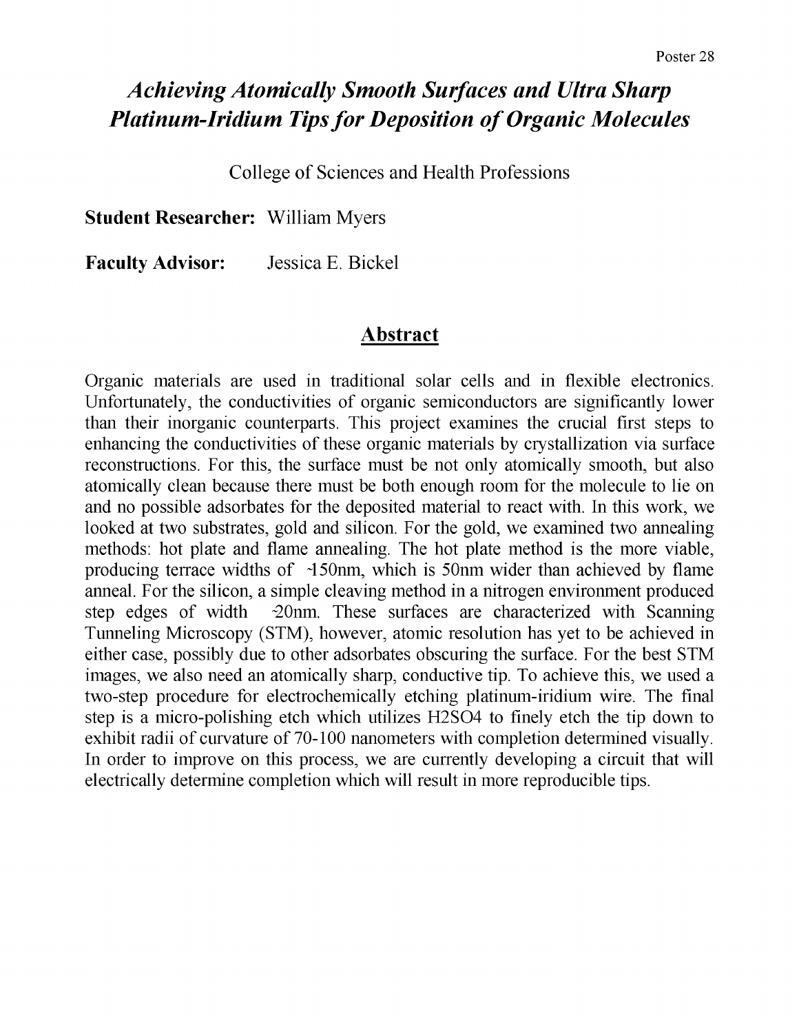# *Achieving Atomically Smooth Surfaces and Ultra Sharp Platinum-Iridium Tips for Deposition of Organic Molecules*

College of Sciences and Health Professions

**Student Researcher:** William Myers

**Faculty Advisor:** Jessica E. Bickel

## Abstract

Organic materials are used in traditional solar cells and in flexible electronics. Unfortunately, the conductivities of organic semiconductors are significantly lower than their inorganic counterparts. This project examines the crucial first steps to enhancing the conductivities of these organic materials by crystallization via surface reconstructions. For this, the surface must be not only atomically smooth, but also atomically clean because there must be both enough room for the molecule to lie on and no possible adsorbates for the deposited material to react with. In this work, we looked at two substrates, gold and silicon. For the gold, we examined two annealing methods: hot plate and flame annealing. The hot plate method is the more viable, producing terrace widths of ~150nm, which is 50nm wider than achieved by flame anneal. For the silicon, a simple cleaving method in a nitrogen environment produced step edges of width ~20nm. These surfaces are characterized with Scanning Tunneling Microscopy (STM), however, atomic resolution has yet to be achieved in either case, possibly due to other adsorbates obscuring the surface. For the best STM images, we also need an atomically sharp, conductive tip. To achieve this, we used a two-step procedure for electrochemically etching platinum-iridium wire. The final step is a micro-polishing etch which utilizes $H_2SO_4$ to finely etch the tip down to exhibit radii of curvature of 70-100 nanometers with completion determined visually. In order to improve on this process, we are currently developing a circuit that will electrically determine completion which will result in more reproducible tips.